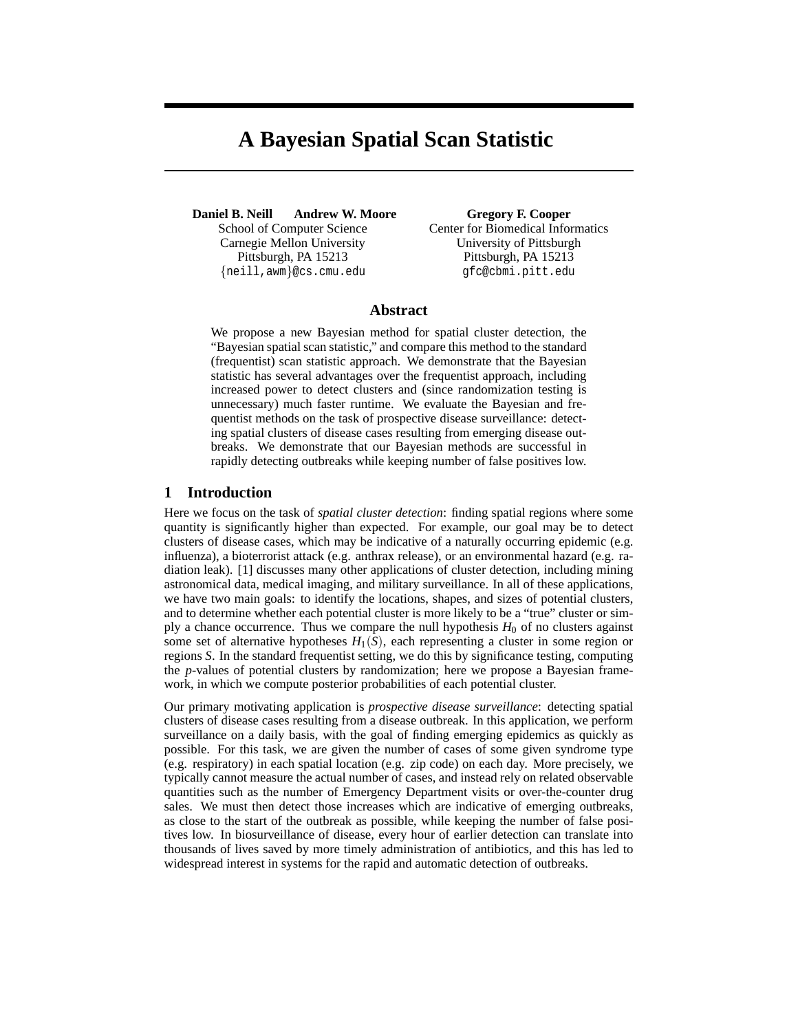# A Bayesian Spatial Scan Statistic

**Daniel B. Neill** **Andrew W. Moore**
School of Computer Science
Carnegie Mellon University
Pittsburgh, PA 15213
{neill,awm}@cs.cmu.edu

**Gregory F. Cooper**
Center for Biomedical Informatics
University of Pittsburgh
Pittsburgh, PA 15213
gfc@cbmi.pitt.edu

## Abstract

We propose a new Bayesian method for spatial cluster detection, the "Bayesian spatial scan statistic," and compare this method to the standard (frequentist) scan statistic approach. We demonstrate that the Bayesian statistic has several advantages over the frequentist approach, including increased power to detect clusters and (since randomization testing is unnecessary) much faster runtime. We evaluate the Bayesian and frequentist methods on the task of prospective disease surveillance: detecting spatial clusters of disease cases resulting from emerging disease outbreaks. We demonstrate that our Bayesian methods are successful in rapidly detecting outbreaks while keeping number of false positives low.

## 1 Introduction

Here we focus on the task of *spatial cluster detection*: finding spatial regions where some quantity is significantly higher than expected. For example, our goal may be to detect clusters of disease cases, which may be indicative of a naturally occurring epidemic (e.g. influenza), a bioterrorist attack (e.g. anthrax release), or an environmental hazard (e.g. radiation leak). [1] discusses many other applications of cluster detection, including mining astronomical data, medical imaging, and military surveillance. In all of these applications, we have two main goals: to identify the locations, shapes, and sizes of potential clusters, and to determine whether each potential cluster is more likely to be a "true" cluster or simply a chance occurrence. Thus we compare the null hypothesis $H_0$ of no clusters against some set of alternative hypotheses $H_1(S)$, each representing a cluster in some region or regions $S$. In the standard frequentist setting, we do this by significance testing, computing the $p$-values of potential clusters by randomization; here we propose a Bayesian framework, in which we compute posterior probabilities of each potential cluster.

Our primary motivating application is *prospective disease surveillance*: detecting spatial clusters of disease cases resulting from a disease outbreak. In this application, we perform surveillance on a daily basis, with the goal of finding emerging epidemics as quickly as possible. For this task, we are given the number of cases of some given syndrome type (e.g. respiratory) in each spatial location (e.g. zip code) on each day. More precisely, we typically cannot measure the actual number of cases, and instead rely on related observable quantities such as the number of Emergency Department visits or over-the-counter drug sales. We must then detect those increases which are indicative of emerging outbreaks, as close to the start of the outbreak as possible, while keeping the number of false positives low. In biosurveillance of disease, every hour of earlier detection can translate into thousands of lives saved by more timely administration of antibiotics, and this has led to widespread interest in systems for the rapid and automatic detection of outbreaks.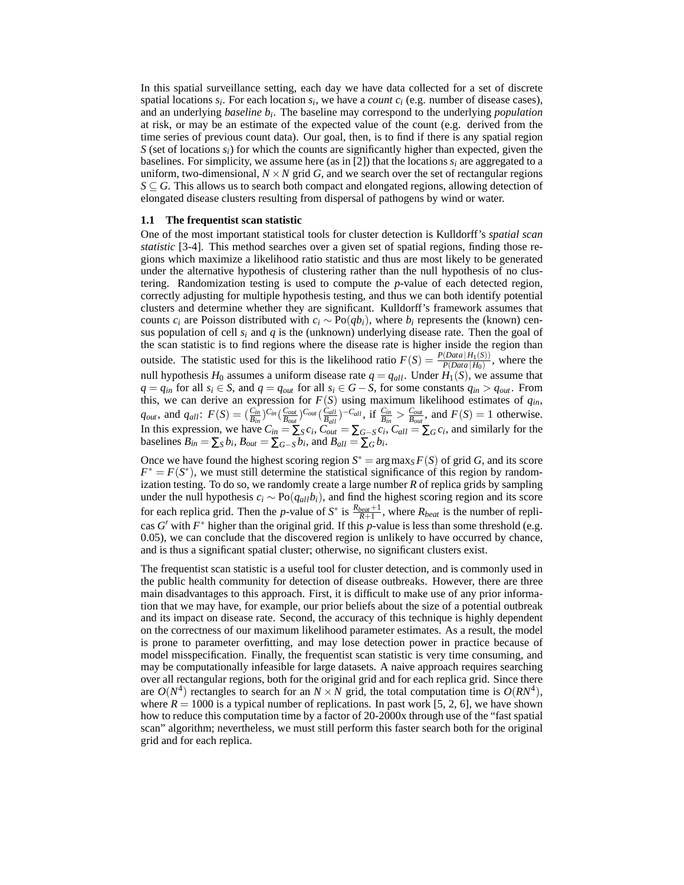In this spatial surveillance setting, each day we have data collected for a set of discrete spatial locations $s_i$. For each location $s_i$, we have a *count* $c_i$ (e.g. number of disease cases), and an underlying *baseline* $b_i$. The baseline may correspond to the underlying *population* at risk, or may be an estimate of the expected value of the count (e.g. derived from the time series of previous count data). Our goal, then, is to find if there is any spatial region $S$ (set of locations $s_i$) for which the counts are significantly higher than expected, given the baselines. For simplicity, we assume here (as in [2]) that the locations $s_i$ are aggregated to a uniform, two-dimensional, $N \times N$ grid $G$, and we search over the set of rectangular regions $S \subseteq G$. This allows us to search both compact and elongated regions, allowing detection of elongated disease clusters resulting from dispersal of pathogens by wind or water.

### 1.1 The frequentist scan statistic

One of the most important statistical tools for cluster detection is Kulldorff's *spatial scan statistic* [3-4]. This method searches over a given set of spatial regions, finding those regions which maximize a likelihood ratio statistic and thus are most likely to be generated under the alternative hypothesis of clustering rather than the null hypothesis of no clustering. Randomization testing is used to compute the $p$-value of each detected region, correctly adjusting for multiple hypothesis testing, and thus we can both identify potential clusters and determine whether they are significant. Kulldorff's framework assumes that counts $c_i$ are Poisson distributed with $c_i \sim \text{Po}(qb_i)$, where $b_i$ represents the (known) census population of cell $s_i$ and $q$ is the (unknown) underlying disease rate. Then the goal of the scan statistic is to find regions where the disease rate is higher inside the region than outside. The statistic used for this is the likelihood ratio $F(S) = \frac{P(Data \mid H_1(S))}{P(Data \mid H_0)}$, where the null hypothesis $H_0$ assumes a uniform disease rate $q = q_{all}$. Under $H_1(S)$, we assume that $q = q_{in}$ for all $s_i \in S$, and $q = q_{out}$ for all $s_i \in G - S$, for some constants $q_{in} > q_{out}$. From this, we can derive an expression for $F(S)$ using maximum likelihood estimates of $q_{in}$, $q_{out}$, and $q_{all}$: $F(S) = (\frac{C_{in}}{B_{in}})^{C_{in}} (\frac{C_{out}}{B_{out}})^{C_{out}} (\frac{C_{all}}{B_{all}})^{-C_{all}}$, if $\frac{C_{in}}{B_{in}} > \frac{C_{out}}{B_{out}}$, and $F(S) = 1$ otherwise. In this expression, we have $C_{in} = \sum_S c_i$, $C_{out} = \sum_{G-S} c_i$, $C_{all} = \sum_G c_i$, and similarly for the baselines $B_{in} = \sum_S b_i$, $B_{out} = \sum_{G-S} b_i$, and $B_{all} = \sum_G b_i$.

Once we have found the highest scoring region $S^* = \arg\max_S F(S)$ of grid $G$, and its score $F^* = F(S^*)$, we must still determine the statistical significance of this region by randomization testing. To do so, we randomly create a large number $R$ of replica grids by sampling under the null hypothesis $c_i \sim \text{Po}(q_{all} b_i)$, and find the highest scoring region and its score for each replica grid. Then the $p$-value of $S^*$ is $\frac{R_{beat}+1}{R+1}$, where $R_{beat}$ is the number of replicas $G'$ with $F^*$ higher than the original grid. If this $p$-value is less than some threshold (e.g. 0.05), we can conclude that the discovered region is unlikely to have occurred by chance, and is thus a significant spatial cluster; otherwise, no significant clusters exist.

The frequentist scan statistic is a useful tool for cluster detection, and is commonly used in the public health community for detection of disease outbreaks. However, there are three main disadvantages to this approach. First, it is difficult to make use of any prior information that we may have, for example, our prior beliefs about the size of a potential outbreak and its impact on disease rate. Second, the accuracy of this technique is highly dependent on the correctness of our maximum likelihood parameter estimates. As a result, the model is prone to parameter overfitting, and may lose detection power in practice because of model misspecification. Finally, the frequentist scan statistic is very time consuming, and may be computationally infeasible for large datasets. A naive approach requires searching over all rectangular regions, both for the original grid and for each replica grid. Since there are $O(N^4)$ rectangles to search for an $N \times N$ grid, the total computation time is $O(RN^4)$, where $R = 1000$ is a typical number of replications. In past work [5, 2, 6], we have shown how to reduce this computation time by a factor of 20-2000x through use of the "fast spatial scan" algorithm; nevertheless, we must still perform this faster search both for the original grid and for each replica.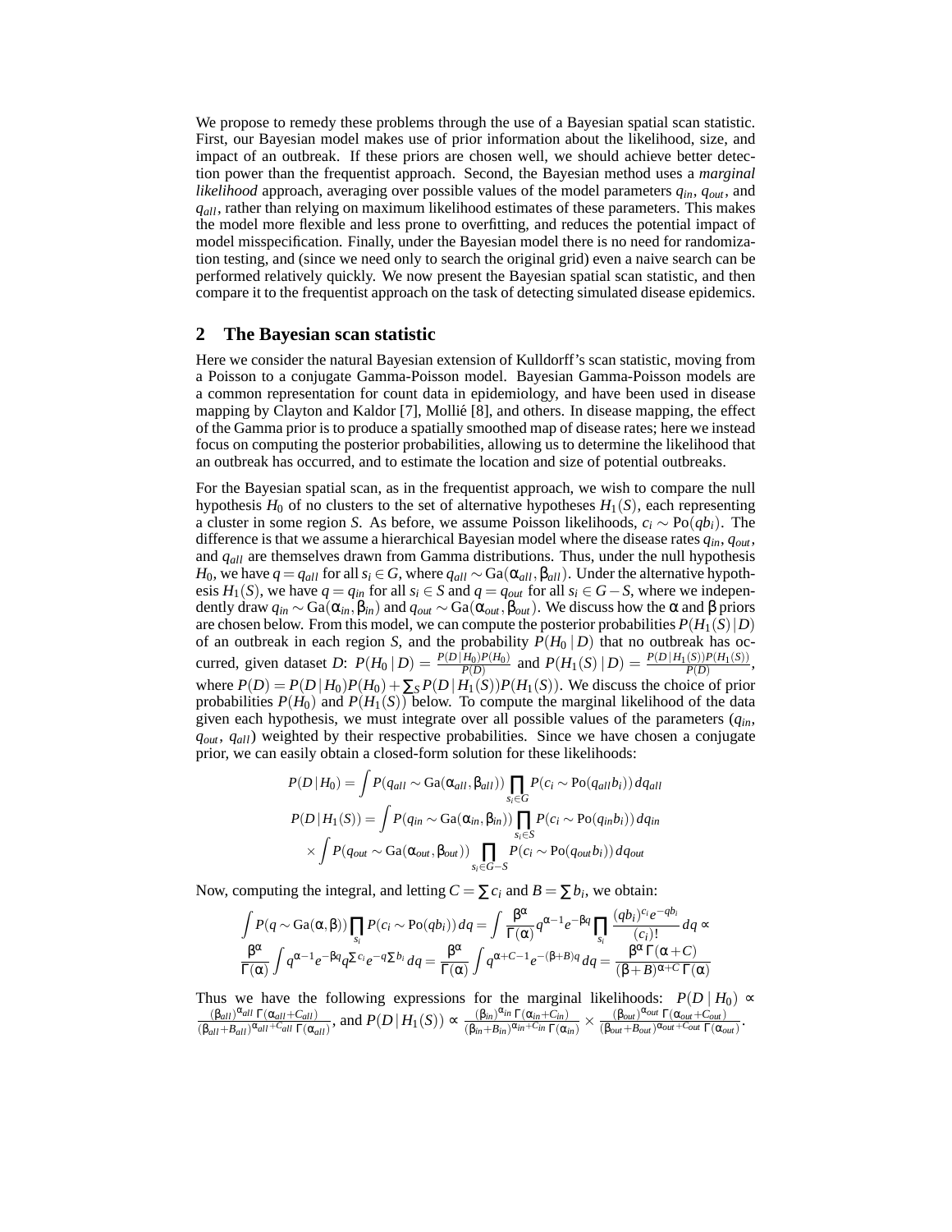We propose to remedy these problems through the use of a Bayesian spatial scan statistic. First, our Bayesian model makes use of prior information about the likelihood, size, and impact of an outbreak. If these priors are chosen well, we should achieve better detection power than the frequentist approach. Second, the Bayesian method uses a *marginal likelihood* approach, averaging over possible values of the model parameters $q_{in}$, $q_{out}$, and $q_{all}$, rather than relying on maximum likelihood estimates of these parameters. This makes the model more flexible and less prone to overfitting, and reduces the potential impact of model misspecification. Finally, under the Bayesian model there is no need for randomization testing, and (since we need only to search the original grid) even a naive search can be performed relatively quickly. We now present the Bayesian spatial scan statistic, and then compare it to the frequentist approach on the task of detecting simulated disease epidemics.

## 2 The Bayesian scan statistic

Here we consider the natural Bayesian extension of Kulldorff's scan statistic, moving from a Poisson to a conjugate Gamma-Poisson model. Bayesian Gamma-Poisson models are a common representation for count data in epidemiology, and have been used in disease mapping by Clayton and Kaldor [7], Mollié [8], and others. In disease mapping, the effect of the Gamma prior is to produce a spatially smoothed map of disease rates; here we instead focus on computing the posterior probabilities, allowing us to determine the likelihood that an outbreak has occurred, and to estimate the location and size of potential outbreaks.

For the Bayesian spatial scan, as in the frequentist approach, we wish to compare the null hypothesis $H_0$ of no clusters to the set of alternative hypotheses $H_1(S)$, each representing a cluster in some region $S$. As before, we assume Poisson likelihoods, $c_i \sim \text{Po}(qb_i)$. The difference is that we assume a hierarchical Bayesian model where the disease rates $q_{in}$, $q_{out}$, and $q_{all}$ are themselves drawn from Gamma distributions. Thus, under the null hypothesis $H_0$, we have $q = q_{all}$ for all $s_i \in G$, where $q_{all} \sim \text{Ga}(\alpha_{all}, \beta_{all})$. Under the alternative hypothesis $H_1(S)$, we have $q = q_{in}$ for all $s_i \in S$ and $q = q_{out}$ for all $s_i \in G - S$, where we independently draw $q_{in} \sim \text{Ga}(\alpha_{in}, \beta_{in})$ and $q_{out} \sim \text{Ga}(\alpha_{out}, \beta_{out})$. We discuss how the $\alpha$ and $\beta$ priors are chosen below. From this model, we can compute the posterior probabilities $P(H_1(S) \mid D)$ of an outbreak in each region $S$, and the probability $P(H_0 \mid D)$ that no outbreak has occurred, given dataset $D$: $P(H_0 \mid D) = \frac{P(D \mid H_0)P(H_0)}{P(D)}$ and $P(H_1(S) \mid D) = \frac{P(D \mid H_1(S))P(H_1(S))}{P(D)}$, where $P(D) = P(D \mid H_0)P(H_0) + \sum_S P(D \mid H_1(S))P(H_1(S))$. We discuss the choice of prior probabilities $P(H_0)$ and $P(H_1(S))$ below. To compute the marginal likelihood of the data given each hypothesis, we must integrate over all possible values of the parameters ($q_{in}$, $q_{out}$, $q_{all}$) weighted by their respective probabilities. Since we have chosen a conjugate prior, we can easily obtain a closed-form solution for these likelihoods:

$$P(D \mid H_0) = \int P(q_{all} \sim \text{Ga}(\alpha_{all}, \beta_{all})) \prod_{s_i \in G} P(c_i \sim \text{Po}(q_{all} b_i))\, dq_{all}$$

$$P(D \mid H_1(S)) = \int P(q_{in} \sim \text{Ga}(\alpha_{in}, \beta_{in})) \prod_{s_i \in S} P(c_i \sim \text{Po}(q_{in} b_i))\, dq_{in}$$

$$\times \int P(q_{out} \sim \text{Ga}(\alpha_{out}, \beta_{out})) \prod_{s_i \in G-S} P(c_i \sim \text{Po}(q_{out} b_i))\, dq_{out}$$

Now, computing the integral, and letting $C = \sum c_i$ and $B = \sum b_i$, we obtain:

$$\int P(q \sim \text{Ga}(\alpha, \beta)) \prod_{s_i} P(c_i \sim \text{Po}(qb_i))\, dq = \int \frac{\beta^\alpha}{\Gamma(\alpha)} q^{\alpha-1} e^{-\beta q} \prod_{s_i} \frac{(qb_i)^{c_i} e^{-qb_i}}{(c_i)!}\, dq \propto$$

$$\frac{\beta^\alpha}{\Gamma(\alpha)} \int q^{\alpha-1} e^{-\beta q} q^{\sum c_i} e^{-q \sum b_i}\, dq = \frac{\beta^\alpha}{\Gamma(\alpha)} \int q^{\alpha+C-1} e^{-(\beta+B)q}\, dq = \frac{\beta^\alpha\, \Gamma(\alpha+C)}{(\beta+B)^{\alpha+C}\, \Gamma(\alpha)}$$

Thus we have the following expressions for the marginal likelihoods: $P(D \mid H_0) \propto \frac{(\beta_{all})^{\alpha_{all}}\, \Gamma(\alpha_{all}+C_{all})}{(\beta_{all}+B_{all})^{\alpha_{all}+C_{all}}\, \Gamma(\alpha_{all})}$, and $P(D \mid H_1(S)) \propto \frac{(\beta_{in})^{\alpha_{in}}\, \Gamma(\alpha_{in}+C_{in})}{(\beta_{in}+B_{in})^{\alpha_{in}+C_{in}}\, \Gamma(\alpha_{in})} \times \frac{(\beta_{out})^{\alpha_{out}}\, \Gamma(\alpha_{out}+C_{out})}{(\beta_{out}+B_{out})^{\alpha_{out}+C_{out}}\, \Gamma(\alpha_{out})}$.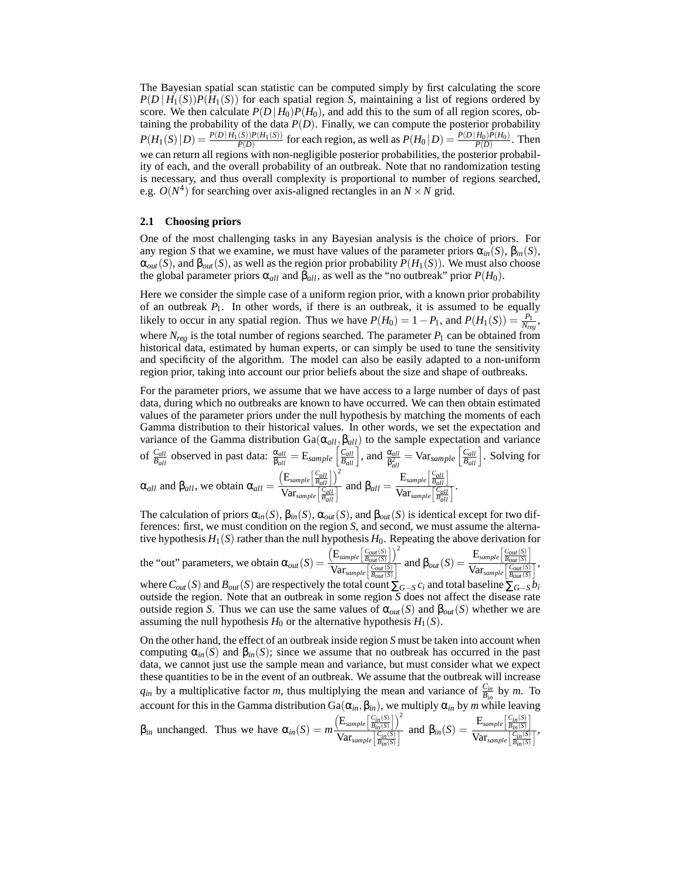The Bayesian spatial scan statistic can be computed simply by first calculating the score $P(D \mid H_1(S))P(H_1(S))$ for each spatial region $S$, maintaining a list of regions ordered by score. We then calculate $P(D \mid H_0)P(H_0)$, and add this to the sum of all region scores, obtaining the probability of the data $P(D)$. Finally, we can compute the posterior probability $P(H_1(S) \mid D) = \frac{P(D \mid H_1(S))P(H_1(S))}{P(D)}$ for each region, as well as $P(H_0 \mid D) = \frac{P(D \mid H_0)P(H_0)}{P(D)}$. Then we can return all regions with non-negligible posterior probabilities, the posterior probability of each, and the overall probability of an outbreak. Note that no randomization testing is necessary, and thus overall complexity is proportional to number of regions searched, e.g. $O(N^4)$ for searching over axis-aligned rectangles in an $N \times N$ grid.

### 2.1 Choosing priors

One of the most challenging tasks in any Bayesian analysis is the choice of priors. For any region $S$ that we examine, we must have values of the parameter priors $\alpha_{in}(S)$, $\beta_{in}(S)$, $\alpha_{out}(S)$, and $\beta_{out}(S)$, as well as the region prior probability $P(H_1(S))$. We must also choose the global parameter priors $\alpha_{all}$ and $\beta_{all}$, as well as the "no outbreak" prior $P(H_0)$.

Here we consider the simple case of a uniform region prior, with a known prior probability of an outbreak $P_1$. In other words, if there is an outbreak, it is assumed to be equally likely to occur in any spatial region. Thus we have $P(H_0) = 1 - P_1$, and $P(H_1(S)) = \frac{P_1}{N_{reg}}$, where $N_{reg}$ is the total number of regions searched. The parameter $P_1$ can be obtained from historical data, estimated by human experts, or can simply be used to tune the sensitivity and specificity of the algorithm. The model can also be easily adapted to a non-uniform region prior, taking into account our prior beliefs about the size and shape of outbreaks.

For the parameter priors, we assume that we have access to a large number of days of past data, during which no outbreaks are known to have occurred. We can then obtain estimated values of the parameter priors under the null hypothesis by matching the moments of each Gamma distribution to their historical values. In other words, we set the expectation and variance of the Gamma distribution $\text{Ga}(\alpha_{all}, \beta_{all})$ to the sample expectation and variance of $\frac{C_{all}}{B_{all}}$ observed in past data: $\frac{\alpha_{all}}{\beta_{all}} = \text{E}_{sample}\left[\frac{C_{all}}{B_{all}}\right]$, and $\frac{\alpha_{all}}{\beta_{all}^2} = \text{Var}_{sample}\left[\frac{C_{all}}{B_{all}}\right]$. Solving for $\alpha_{all}$ and $\beta_{all}$, we obtain $\alpha_{all} = \frac{\left(\text{E}_{sample}\left[\frac{C_{all}}{B_{all}}\right]\right)^2}{\text{Var}_{sample}\left[\frac{C_{all}}{B_{all}}\right]}$ and $\beta_{all} = \frac{\text{E}_{sample}\left[\frac{C_{all}}{B_{all}}\right]}{\text{Var}_{sample}\left[\frac{C_{all}}{B_{all}}\right]}$.

The calculation of priors $\alpha_{in}(S)$, $\beta_{in}(S)$, $\alpha_{out}(S)$, and $\beta_{out}(S)$ is identical except for two differences: first, we must condition on the region $S$, and second, we must assume the alternative hypothesis $H_1(S)$ rather than the null hypothesis $H_0$. Repeating the above derivation for the "out" parameters, we obtain $\alpha_{out}(S) = \frac{\left(\text{E}_{sample}\left[\frac{C_{out}(S)}{B_{out}(S)}\right]\right)^2}{\text{Var}_{sample}\left[\frac{C_{out}(S)}{B_{out}(S)}\right]}$ and $\beta_{out}(S) = \frac{\text{E}_{sample}\left[\frac{C_{out}(S)}{B_{out}(S)}\right]}{\text{Var}_{sample}\left[\frac{C_{out}(S)}{B_{out}(S)}\right]}$, where $C_{out}(S)$ and $B_{out}(S)$ are respectively the total count $\sum_{G-S} c_i$ and total baseline $\sum_{G-S} b_i$ outside the region. Note that an outbreak in some region $S$ does not affect the disease rate outside region $S$. Thus we can use the same values of $\alpha_{out}(S)$ and $\beta_{out}(S)$ whether we are assuming the null hypothesis $H_0$ or the alternative hypothesis $H_1(S)$.

On the other hand, the effect of an outbreak inside region $S$ must be taken into account when computing $\alpha_{in}(S)$ and $\beta_{in}(S)$; since we assume that no outbreak has occurred in the past data, we cannot just use the sample mean and variance, but must consider what we expect these quantities to be in the event of an outbreak. We assume that the outbreak will increase $q_{in}$ by a multiplicative factor $m$, thus multiplying the mean and variance of $\frac{C_{in}}{B_{in}}$ by $m$. To account for this in the Gamma distribution $\text{Ga}(\alpha_{in}, \beta_{in})$, we multiply $\alpha_{in}$ by $m$ while leaving $\beta_{in}$ unchanged. Thus we have $\alpha_{in}(S) = m\frac{\left(\text{E}_{sample}\left[\frac{C_{in}(S)}{B_{in}(S)}\right]\right)^2}{\text{Var}_{sample}\left[\frac{C_{in}(S)}{B_{in}(S)}\right]}$ and $\beta_{in}(S) = \frac{\text{E}_{sample}\left[\frac{C_{in}(S)}{B_{in}(S)}\right]}{\text{Var}_{sample}\left[\frac{C_{in}(S)}{B_{in}(S)}\right]}$,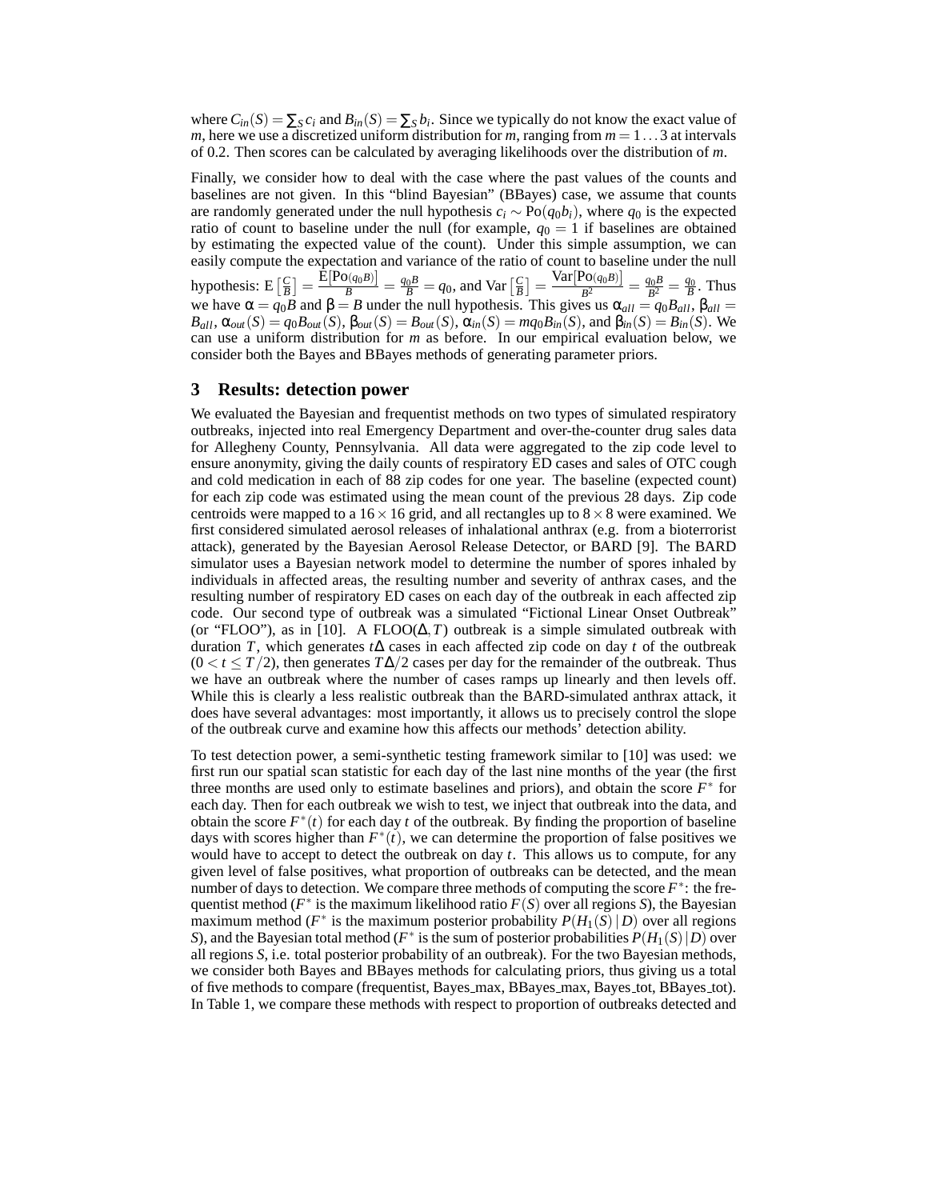where $C_{in}(S) = \sum_S c_i$ and $B_{in}(S) = \sum_S b_i$. Since we typically do not know the exact value of $m$, here we use a discretized uniform distribution for $m$, ranging from $m = 1 \ldots 3$ at intervals of 0.2. Then scores can be calculated by averaging likelihoods over the distribution of $m$.

Finally, we consider how to deal with the case where the past values of the counts and baselines are not given. In this "blind Bayesian" (BBayes) case, we assume that counts are randomly generated under the null hypothesis $c_i \sim \text{Po}(q_0 b_i)$, where $q_0$ is the expected ratio of count to baseline under the null (for example, $q_0 = 1$ if baselines are obtained by estimating the expected value of the count). Under this simple assumption, we can easily compute the expectation and variance of the ratio of count to baseline under the null hypothesis: $\text{E}\left[\frac{C}{B}\right] = \frac{\text{E}[\text{Po}(q_0 B)]}{B} = \frac{q_0 B}{B} = q_0$, and $\text{Var}\left[\frac{C}{B}\right] = \frac{\text{Var}[\text{Po}(q_0 B)]}{B^2} = \frac{q_0 B}{B^2} = \frac{q_0}{B}$. Thus we have $\alpha = q_0 B$ and $\beta = B$ under the null hypothesis. This gives us $\alpha_{all} = q_0 B_{all}$, $\beta_{all} = B_{all}$, $\alpha_{out}(S) = q_0 B_{out}(S)$, $\beta_{out}(S) = B_{out}(S)$, $\alpha_{in}(S) = m q_0 B_{in}(S)$, and $\beta_{in}(S) = B_{in}(S)$. We can use a uniform distribution for $m$ as before. In our empirical evaluation below, we consider both the Bayes and BBayes methods of generating parameter priors.

## 3 Results: detection power

We evaluated the Bayesian and frequentist methods on two types of simulated respiratory outbreaks, injected into real Emergency Department and over-the-counter drug sales data for Allegheny County, Pennsylvania. All data were aggregated to the zip code level to ensure anonymity, giving the daily counts of respiratory ED cases and sales of OTC cough and cold medication in each of 88 zip codes for one year. The baseline (expected count) for each zip code was estimated using the mean count of the previous 28 days. Zip code centroids were mapped to a $16 \times 16$ grid, and all rectangles up to $8 \times 8$ were examined. We first considered simulated aerosol releases of inhalational anthrax (e.g. from a bioterrorist attack), generated by the Bayesian Aerosol Release Detector, or BARD [9]. The BARD simulator uses a Bayesian network model to determine the number of spores inhaled by individuals in affected areas, the resulting number and severity of anthrax cases, and the resulting number of respiratory ED cases on each day of the outbreak in each affected zip code. Our second type of outbreak was a simulated "Fictional Linear Onset Outbreak" (or "FLOO"), as in [10]. A FLOO($\Delta, T$) outbreak is a simple simulated outbreak with duration $T$, which generates $t\Delta$ cases in each affected zip code on day $t$ of the outbreak ($0 < t \leq T/2$), then generates $T\Delta/2$ cases per day for the remainder of the outbreak. Thus we have an outbreak where the number of cases ramps up linearly and then levels off. While this is clearly a less realistic outbreak than the BARD-simulated anthrax attack, it does have several advantages: most importantly, it allows us to precisely control the slope of the outbreak curve and examine how this affects our methods' detection ability.

To test detection power, a semi-synthetic testing framework similar to [10] was used: we first run our spatial scan statistic for each day of the last nine months of the year (the first three months are used only to estimate baselines and priors), and obtain the score $F^*$ for each day. Then for each outbreak we wish to test, we inject that outbreak into the data, and obtain the score $F^*(t)$ for each day $t$ of the outbreak. By finding the proportion of baseline days with scores higher than $F^*(t)$, we can determine the proportion of false positives we would have to accept to detect the outbreak on day $t$. This allows us to compute, for any given level of false positives, what proportion of outbreaks can be detected, and the mean number of days to detection. We compare three methods of computing the score $F^*$: the frequentist method ($F^*$ is the maximum likelihood ratio $F(S)$ over all regions $S$), the Bayesian maximum method ($F^*$ is the maximum posterior probability $P(H_1(S) \mid D)$ over all regions $S$), and the Bayesian total method ($F^*$ is the sum of posterior probabilities $P(H_1(S) \mid D)$ over all regions $S$, i.e. total posterior probability of an outbreak). For the two Bayesian methods, we consider both Bayes and BBayes methods for calculating priors, thus giving us a total of five methods to compare (frequentist, Bayes_max, BBayes_max, Bayes_tot, BBayes_tot). In Table 1, we compare these methods with respect to proportion of outbreaks detected and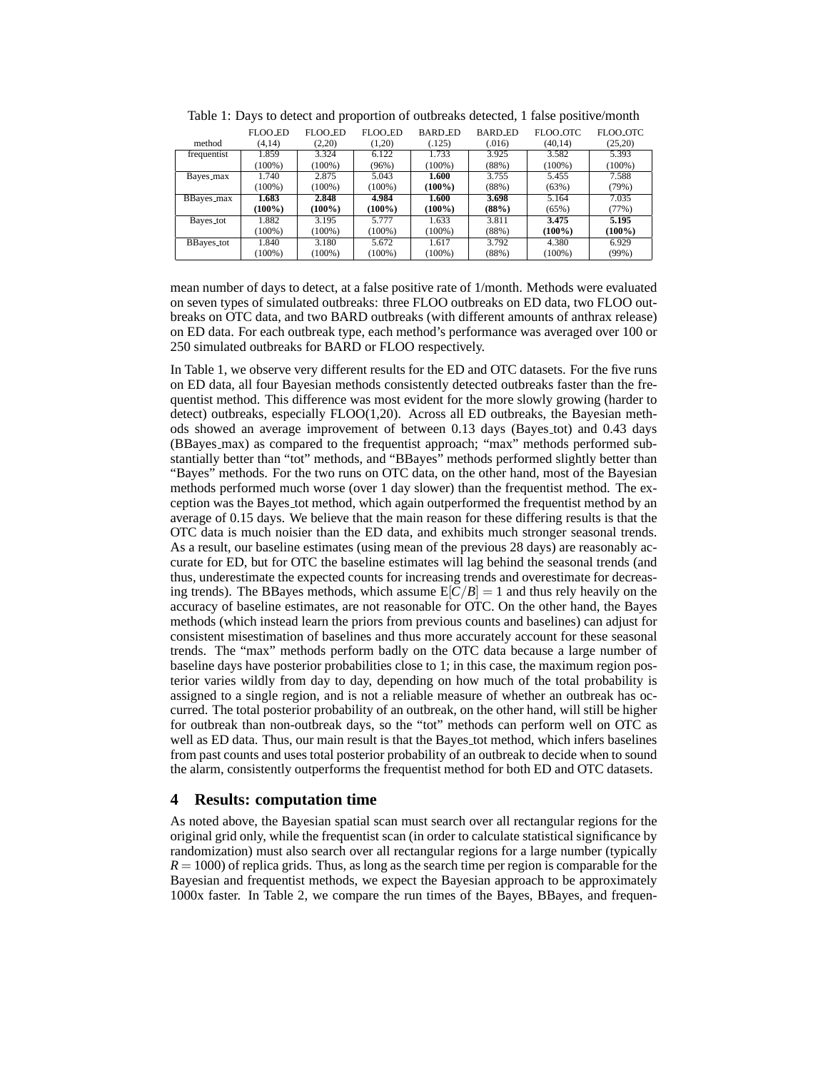Table 1: Days to detect and proportion of outbreaks detected, 1 false positive/month

| method | FLOO_ED (4,14) | FLOO_ED (2,20) | FLOO_ED (1,20) | BARD_ED (.125) | BARD_ED (.016) | FLOO_OTC (40,14) | FLOO_OTC (25,20) |
|---|---|---|---|---|---|---|---|
| frequentist | 1.859 (100%) | 3.324 (100%) | 6.122 (96%) | 1.733 (100%) | 3.925 (88%) | 3.582 (100%) | 5.393 (100%) |
| Bayes_max | 1.740 (100%) | 2.875 (100%) | 5.043 (100%) | **1.600** **(100%)** | 3.755 (88%) | 5.455 (63%) | 7.588 (79%) |
| BBayes_max | **1.683** **(100%)** | **2.848** **(100%)** | **4.984** **(100%)** | **1.600** **(100%)** | **3.698** **(88%)** | 5.164 (65%) | 7.035 (77%) |
| Bayes_tot | 1.882 (100%) | 3.195 (100%) | 5.777 (100%) | 1.633 (100%) | 3.811 (88%) | **3.475** **(100%)** | **5.195** **(100%)** |
| BBayes_tot | 1.840 (100%) | 3.180 (100%) | 5.672 (100%) | 1.617 (100%) | 3.792 (88%) | 4.380 (100%) | 6.929 (99%) |

mean number of days to detect, at a false positive rate of 1/month. Methods were evaluated on seven types of simulated outbreaks: three FLOO outbreaks on ED data, two FLOO outbreaks on OTC data, and two BARD outbreaks (with different amounts of anthrax release) on ED data. For each outbreak type, each method's performance was averaged over 100 or 250 simulated outbreaks for BARD or FLOO respectively.

In Table 1, we observe very different results for the ED and OTC datasets. For the five runs on ED data, all four Bayesian methods consistently detected outbreaks faster than the frequentist method. This difference was most evident for the more slowly growing (harder to detect) outbreaks, especially FLOO(1,20). Across all ED outbreaks, the Bayesian methods showed an average improvement of between 0.13 days (Bayes_tot) and 0.43 days (BBayes_max) as compared to the frequentist approach; "max" methods performed substantially better than "tot" methods, and "BBayes" methods performed slightly better than "Bayes" methods. For the two runs on OTC data, on the other hand, most of the Bayesian methods performed much worse (over 1 day slower) than the frequentist method. The exception was the Bayes_tot method, which again outperformed the frequentist method by an average of 0.15 days. We believe that the main reason for these differing results is that the OTC data is much noisier than the ED data, and exhibits much stronger seasonal trends. As a result, our baseline estimates (using mean of the previous 28 days) are reasonably accurate for ED, but for OTC the baseline estimates will lag behind the seasonal trends (and thus, underestimate the expected counts for increasing trends and overestimate for decreasing trends). The BBayes methods, which assume $E[C/B] = 1$ and thus rely heavily on the accuracy of baseline estimates, are not reasonable for OTC. On the other hand, the Bayes methods (which instead learn the priors from previous counts and baselines) can adjust for consistent misestimation of baselines and thus more accurately account for these seasonal trends. The "max" methods perform badly on the OTC data because a large number of baseline days have posterior probabilities close to 1; in this case, the maximum region posterior varies wildly from day to day, depending on how much of the total probability is assigned to a single region, and is not a reliable measure of whether an outbreak has occurred. The total posterior probability of an outbreak, on the other hand, will still be higher for outbreak than non-outbreak days, so the "tot" methods can perform well on OTC as well as ED data. Thus, our main result is that the Bayes_tot method, which infers baselines from past counts and uses total posterior probability of an outbreak to decide when to sound the alarm, consistently outperforms the frequentist method for both ED and OTC datasets.

## 4 Results: computation time

As noted above, the Bayesian spatial scan must search over all rectangular regions for the original grid only, while the frequentist scan (in order to calculate statistical significance by randomization) must also search over all rectangular regions for a large number (typically $R = 1000$) of replica grids. Thus, as long as the search time per region is comparable for the Bayesian and frequentist methods, we expect the Bayesian approach to be approximately 1000x faster. In Table 2, we compare the run times of the Bayes, BBayes, and frequen-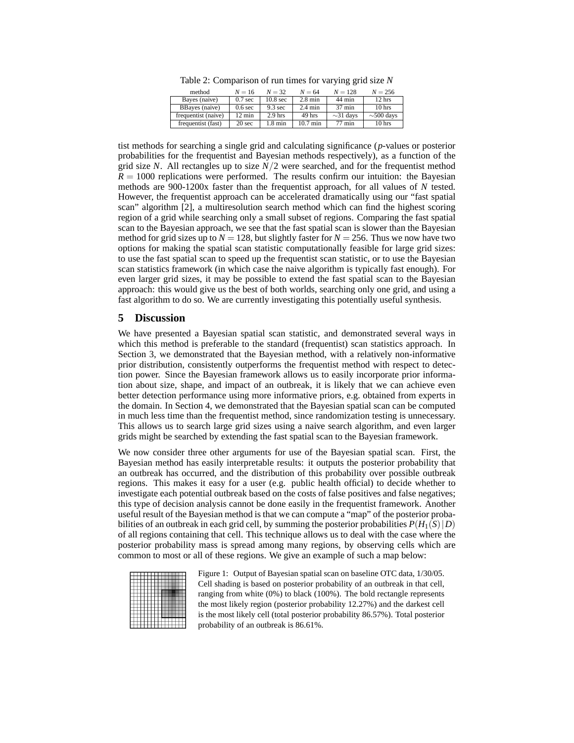Table 2: Comparison of run times for varying grid size $N$

| method | $N=16$ | $N=32$ | $N=64$ | $N=128$ | $N=256$ |
|---|---|---|---|---|---|
| Bayes (naive) | 0.7 sec | 10.8 sec | 2.8 min | 44 min | 12 hrs |
| BBayes (naive) | 0.6 sec | 9.3 sec | 2.4 min | 37 min | 10 hrs |
| frequentist (naive) | 12 min | 2.9 hrs | 49 hrs | $\sim$31 days | $\sim$500 days |
| frequentist (fast) | 20 sec | 1.8 min | 10.7 min | 77 min | 10 hrs |

tist methods for searching a single grid and calculating significance ($p$-values or posterior probabilities for the frequentist and Bayesian methods respectively), as a function of the grid size $N$. All rectangles up to size $N/2$ were searched, and for the frequentist method $R = 1000$ replications were performed. The results confirm our intuition: the Bayesian methods are 900-1200x faster than the frequentist approach, for all values of $N$ tested. However, the frequentist approach can be accelerated dramatically using our "fast spatial scan" algorithm [2], a multiresolution search method which can find the highest scoring region of a grid while searching only a small subset of regions. Comparing the fast spatial scan to the Bayesian approach, we see that the fast spatial scan is slower than the Bayesian method for grid sizes up to $N = 128$, but slightly faster for $N = 256$. Thus we now have two options for making the spatial scan statistic computationally feasible for large grid sizes: to use the fast spatial scan to speed up the frequentist scan statistic, or to use the Bayesian scan statistics framework (in which case the naive algorithm is typically fast enough). For even larger grid sizes, it may be possible to extend the fast spatial scan to the Bayesian approach: this would give us the best of both worlds, searching only one grid, and using a fast algorithm to do so. We are currently investigating this potentially useful synthesis.

## 5 Discussion

We have presented a Bayesian spatial scan statistic, and demonstrated several ways in which this method is preferable to the standard (frequentist) scan statistics approach. In Section 3, we demonstrated that the Bayesian method, with a relatively non-informative prior distribution, consistently outperforms the frequentist method with respect to detection power. Since the Bayesian framework allows us to easily incorporate prior information about size, shape, and impact of an outbreak, it is likely that we can achieve even better detection performance using more informative priors, e.g. obtained from experts in the domain. In Section 4, we demonstrated that the Bayesian spatial scan can be computed in much less time than the frequentist method, since randomization testing is unnecessary. This allows us to search large grid sizes using a naive search algorithm, and even larger grids might be searched by extending the fast spatial scan to the Bayesian framework.

We now consider three other arguments for use of the Bayesian spatial scan. First, the Bayesian method has easily interpretable results: it outputs the posterior probability that an outbreak has occurred, and the distribution of this probability over possible outbreak regions. This makes it easy for a user (e.g. public health official) to decide whether to investigate each potential outbreak based on the costs of false positives and false negatives; this type of decision analysis cannot be done easily in the frequentist framework. Another useful result of the Bayesian method is that we can compute a "map" of the posterior probabilities of an outbreak in each grid cell, by summing the posterior probabilities $P(H_1(S) | D)$ of all regions containing that cell. This technique allows us to deal with the case where the posterior probability mass is spread among many regions, by observing cells which are common to most or all of these regions. We give an example of such a map below:

Figure 1: Output of Bayesian spatial scan on baseline OTC data, 1/30/05. Cell shading is based on posterior probability of an outbreak in that cell, ranging from white (0%) to black (100%). The bold rectangle represents the most likely region (posterior probability 12.27%) and the darkest cell is the most likely cell (total posterior probability 86.57%). Total posterior probability of an outbreak is 86.61%.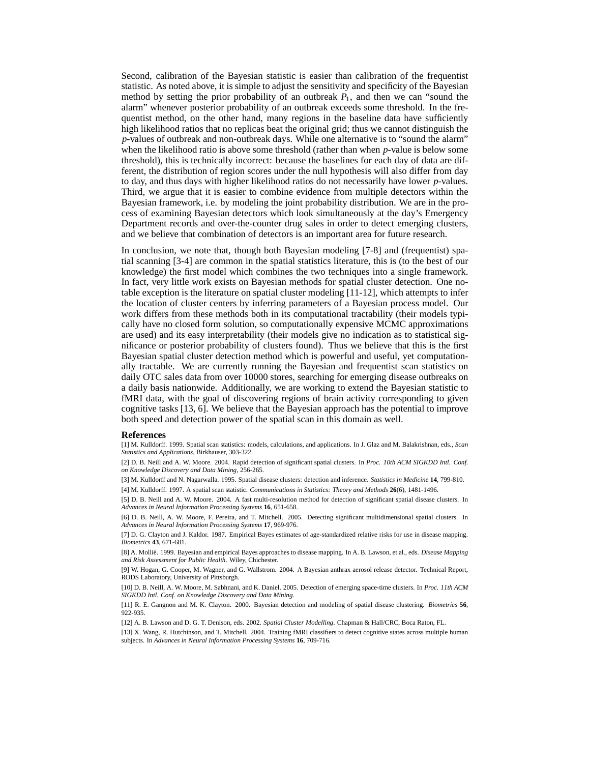Second, calibration of the Bayesian statistic is easier than calibration of the frequentist statistic. As noted above, it is simple to adjust the sensitivity and specificity of the Bayesian method by setting the prior probability of an outbreak $P_1$, and then we can "sound the alarm" whenever posterior probability of an outbreak exceeds some threshold. In the frequentist method, on the other hand, many regions in the baseline data have sufficiently high likelihood ratios that no replicas beat the original grid; thus we cannot distinguish the $p$-values of outbreak and non-outbreak days. While one alternative is to "sound the alarm" when the likelihood ratio is above some threshold (rather than when $p$-value is below some threshold), this is technically incorrect: because the baselines for each day of data are different, the distribution of region scores under the null hypothesis will also differ from day to day, and thus days with higher likelihood ratios do not necessarily have lower $p$-values. Third, we argue that it is easier to combine evidence from multiple detectors within the Bayesian framework, i.e. by modeling the joint probability distribution. We are in the process of examining Bayesian detectors which look simultaneously at the day's Emergency Department records and over-the-counter drug sales in order to detect emerging clusters, and we believe that combination of detectors is an important area for future research.

In conclusion, we note that, though both Bayesian modeling [7-8] and (frequentist) spatial scanning [3-4] are common in the spatial statistics literature, this is (to the best of our knowledge) the first model which combines the two techniques into a single framework. In fact, very little work exists on Bayesian methods for spatial cluster detection. One notable exception is the literature on spatial cluster modeling [11-12], which attempts to infer the location of cluster centers by inferring parameters of a Bayesian process model. Our work differs from these methods both in its computational tractability (their models typically have no closed form solution, so computationally expensive MCMC approximations are used) and its easy interpretability (their models give no indication as to statistical significance or posterior probability of clusters found). Thus we believe that this is the first Bayesian spatial cluster detection method which is powerful and useful, yet computationally tractable. We are currently running the Bayesian and frequentist scan statistics on daily OTC sales data from over 10000 stores, searching for emerging disease outbreaks on a daily basis nationwide. Additionally, we are working to extend the Bayesian statistic to fMRI data, with the goal of discovering regions of brain activity corresponding to given cognitive tasks [13, 6]. We believe that the Bayesian approach has the potential to improve both speed and detection power of the spatial scan in this domain as well.

## References

[1] M. Kulldorff. 1999. Spatial scan statistics: models, calculations, and applications. In J. Glaz and M. Balakrishnan, eds., *Scan Statistics and Applications*, Birkhauser, 303-322.

[2] D. B. Neill and A. W. Moore. 2004. Rapid detection of significant spatial clusters. In *Proc. 10th ACM SIGKDD Intl. Conf. on Knowledge Discovery and Data Mining*, 256-265.

[3] M. Kulldorff and N. Nagarwalla. 1995. Spatial disease clusters: detection and inference. *Statistics in Medicine* **14**, 799-810.

[4] M. Kulldorff. 1997. A spatial scan statistic. *Communications in Statistics: Theory and Methods* **26**(6), 1481-1496.

[5] D. B. Neill and A. W. Moore. 2004. A fast multi-resolution method for detection of significant spatial disease clusters. In *Advances in Neural Information Processing Systems* **16**, 651-658.

[6] D. B. Neill, A. W. Moore, F. Pereira, and T. Mitchell. 2005. Detecting significant multidimensional spatial clusters. In *Advances in Neural Information Processing Systems* **17**, 969-976.

[7] D. G. Clayton and J. Kaldor. 1987. Empirical Bayes estimates of age-standardized relative risks for use in disease mapping. *Biometrics* **43**, 671-681.

[8] A. Mollié. 1999. Bayesian and empirical Bayes approaches to disease mapping. In A. B. Lawson, et al., eds. *Disease Mapping and Risk Assessment for Public Health*. Wiley, Chichester.

[9] W. Hogan, G. Cooper, M. Wagner, and G. Wallstrom. 2004. A Bayesian anthrax aerosol release detector. Technical Report, RODS Laboratory, University of Pittsburgh.

[10] D. B. Neill, A. W. Moore, M. Sabhnani, and K. Daniel. 2005. Detection of emerging space-time clusters. In *Proc. 11th ACM SIGKDD Intl. Conf. on Knowledge Discovery and Data Mining*.

[11] R. E. Gangnon and M. K. Clayton. 2000. Bayesian detection and modeling of spatial disease clustering. *Biometrics* **56**, 922-935.

[12] A. B. Lawson and D. G. T. Denison, eds. 2002. *Spatial Cluster Modelling*. Chapman & Hall/CRC, Boca Raton, FL.

[13] X. Wang, R. Hutchinson, and T. Mitchell. 2004. Training fMRI classifiers to detect cognitive states across multiple human subjects. In *Advances in Neural Information Processing Systems* **16**, 709-716.